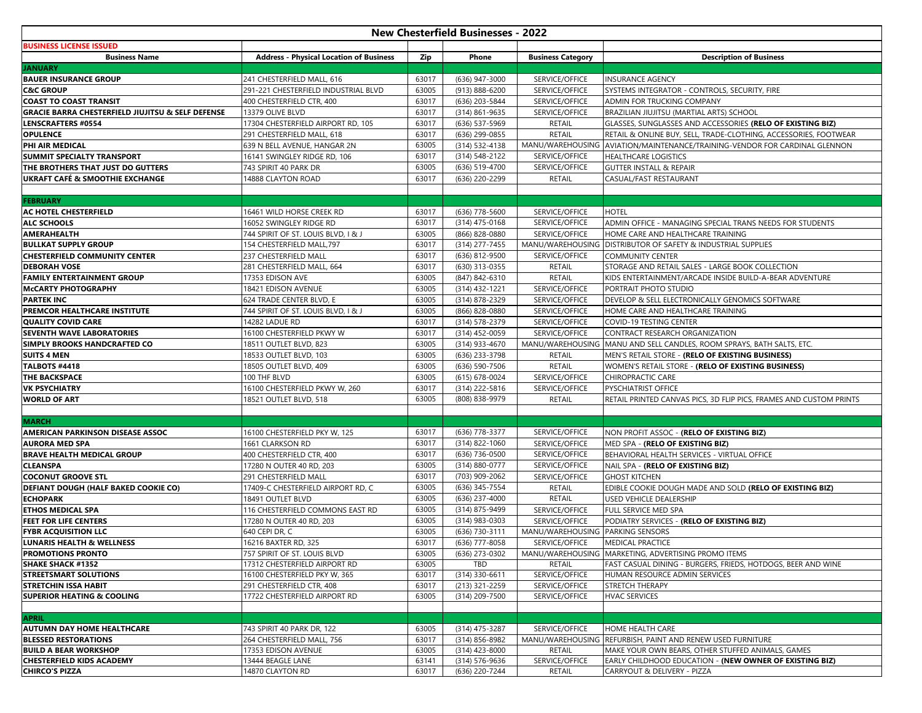# New Chesterfield Businesses - 2022

| BUSINESS LICENSE ISSUED | | | | | |
|---|---|---|---|---|---|
| **Business Name** | **Address - Physical Location of Business** | **Zip** | **Phone** | **Business Category** | **Description of Business** |
| **JANUARY** | | | | | |
| **BAUER INSURANCE GROUP** | 241 CHESTERFIELD MALL, 616 | 63017 | (636) 947-3000 | SERVICE/OFFICE | INSURANCE AGENCY |
| **C&C GROUP** | 291-221 CHESTERFIELD INDUSTRIAL BLVD | 63005 | (913) 888-6200 | SERVICE/OFFICE | SYSTEMS INTEGRATOR - CONTROLS, SECURITY, FIRE |
| **COAST TO COAST TRANSIT** | 400 CHESTERFIELD CTR, 400 | 63017 | (636) 203-5844 | SERVICE/OFFICE | ADMIN FOR TRUCKING COMPANY |
| **GRACIE BARRA CHESTERFIELD JIUJITSU & SELF DEFENSE** | 13379 OLIVE BLVD | 63017 | (314) 861-9635 | SERVICE/OFFICE | BRAZILIAN JIUJITSU (MARTIAL ARTS) SCHOOL |
| **LENSCRAFTERS #0554** | 17304 CHESTERFIELD AIRPORT RD, 105 | 63005 | (636) 537-5969 | RETAIL | GLASSES, SUNGLASSES AND ACCESSORIES **(RELO OF EXISTING BIZ)** |
| **OPULENCE** | 291 CHESTERFIELD MALL, 618 | 63017 | (636) 299-0855 | RETAIL | RETAIL & ONLINE BUY, SELL, TRADE-CLOTHING, ACCESSORIES, FOOTWEAR |
| **PHI AIR MEDICAL** | 639 N BELL AVENUE, HANGAR 2N | 63005 | (314) 532-4138 | MANU/WAREHOUSING | AVIATION/MAINTENANCE/TRAINING-VENDOR FOR CARDINAL GLENNON |
| **SUMMIT SPECIALTY TRANSPORT** | 16141 SWINGLEY RIDGE RD, 106 | 63017 | (314) 548-2122 | SERVICE/OFFICE | HEALTHCARE LOGISTICS |
| **THE BROTHERS THAT JUST DO GUTTERS** | 743 SPIRIT 40 PARK DR | 63005 | (636) 519-4700 | SERVICE/OFFICE | GUTTER INSTALL & REPAIR |
| **UKRAFT CAFÉ & SMOOTHIE EXCHANGE** | 14888 CLAYTON ROAD | 63017 | (636) 220-2299 | RETAIL | CASUAL/FAST RESTAURANT |
| | | | | | |
| **FEBRUARY** | | | | | |
| **AC HOTEL CHESTERFIELD** | 16461 WILD HORSE CREEK RD | 63017 | (636) 778-5600 | SERVICE/OFFICE | HOTEL |
| **ALC SCHOOLS** | 16052 SWINGLEY RIDGE RD | 63017 | (314) 475-0168 | SERVICE/OFFICE | ADMIN OFFICE - MANAGING SPECIAL TRANS NEEDS FOR STUDENTS |
| **AMERAHEALTH** | 744 SPIRIT OF ST. LOUIS BLVD, I & J | 63005 | (866) 828-0880 | SERVICE/OFFICE | HOME CARE AND HEALTHCARE TRAINING |
| **BULLKAT SUPPLY GROUP** | 154 CHESTERFIELD MALL,797 | 63017 | (314) 277-7455 | MANU/WAREHOUSING | DISTRIBUTOR OF SAFETY & INDUSTRIAL SUPPLIES |
| **CHESTERFIELD COMMUNITY CENTER** | 237 CHESTERFIELD MALL | 63017 | (636) 812-9500 | SERVICE/OFFICE | COMMUNITY CENTER |
| **DEBORAH VOSE** | 281 CHESTERFIELD MALL, 664 | 63017 | (630) 313-0355 | RETAIL | STORAGE AND RETAIL SALES - LARGE BOOK COLLECTION |
| **FAMILY ENTERTAINMENT GROUP** | 17353 EDISON AVE | 63005 | (847) 842-6310 | RETAIL | KIDS ENTERTAINMENT/ARCADE INSIDE BUILD-A-BEAR ADVENTURE |
| **McCARTY PHOTOGRAPHY** | 18421 EDISON AVENUE | 63005 | (314) 432-1221 | SERVICE/OFFICE | PORTRAIT PHOTO STUDIO |
| **PARTEK INC** | 624 TRADE CENTER BLVD, E | 63005 | (314) 878-2329 | SERVICE/OFFICE | DEVELOP & SELL ELECTRONICALLY GENOMICS SOFTWARE |
| **PREMCOR HEALTHCARE INSTITUTE** | 744 SPIRIT OF ST. LOUIS BLVD, I & J | 63005 | (866) 828-0880 | SERVICE/OFFICE | HOME CARE AND HEALTHCARE TRAINING |
| **QUALITY COVID CARE** | 14282 LADUE RD | 63017 | (314) 578-2379 | SERVICE/OFFICE | COVID-19 TESTING CENTER |
| **SEVENTH WAVE LABORATORIES** | 16100 CHESTERFIELD PKWY W | 63017 | (314) 452-0059 | SERVICE/OFFICE | CONTRACT RESEARCH ORGANIZATION |
| **SIMPLY BROOKS HANDCRAFTED CO** | 18511 OUTLET BLVD, 823 | 63005 | (314) 933-4670 | MANU/WAREHOUSING | MANU AND SELL CANDLES, ROOM SPRAYS, BATH SALTS, ETC. |
| **SUITS 4 MEN** | 18533 OUTLET BLVD, 103 | 63005 | (636) 233-3798 | RETAIL | MEN'S RETAIL STORE - **(RELO OF EXISTING BUSINESS)** |
| **TALBOTS #4418** | 18505 OUTLET BLVD, 409 | 63005 | (636) 590-7506 | RETAIL | WOMEN'S RETAIL STORE - **(RELO OF EXISTING BUSINESS)** |
| **THE BACKSPACE** | 100 THF BLVD | 63005 | (615) 678-0024 | SERVICE/OFFICE | CHIROPRACTIC CARE |
| **VK PSYCHIATRY** | 16100 CHESTERFIELD PKWY W, 260 | 63017 | (314) 222-5816 | SERVICE/OFFICE | PYSCHIATRIST OFFICE |
| **WORLD OF ART** | 18521 OUTLET BLVD, 518 | 63005 | (808) 838-9979 | RETAIL | RETAIL PRINTED CANVAS PICS, 3D FLIP PICS, FRAMES AND CUSTOM PRINTS |
| | | | | | |
| **MARCH** | | | | | |
| **AMERICAN PARKINSON DISEASE ASSOC** | 16100 CHESTERFIELD PKY W, 125 | 63017 | (636) 778-3377 | SERVICE/OFFICE | NON PROFIT ASSOC - **(RELO OF EXISTING BIZ)** |
| **AURORA MED SPA** | 1661 CLARKSON RD | 63017 | (314) 822-1060 | SERVICE/OFFICE | MED SPA - **(RELO OF EXISTING BIZ)** |
| **BRAVE HEALTH MEDICAL GROUP** | 400 CHESTERFIELD CTR, 400 | 63017 | (636) 736-0500 | SERVICE/OFFICE | BEHAVIORAL HEALTH SERVICES - VIRTUAL OFFICE |
| **CLEANSPA** | 17280 N OUTER 40 RD, 203 | 63005 | (314) 880-0777 | SERVICE/OFFICE | NAIL SPA - **(RELO OF EXISTING BIZ)** |
| **COCONUT GROOVE STL** | 291 CHESTERFIELD MALL | 63017 | (703) 909-2062 | SERVICE/OFFICE | GHOST KITCHEN |
| **DEFIANT DOUGH (HALF BAKED COOKIE CO)** | 17409-C CHESTERFIELD AIRPORT RD, C | 63005 | (636) 345-7554 | RETAIL | EDIBLE COOKIE DOUGH MADE AND SOLD **(RELO OF EXISTING BIZ)** |
| **ECHOPARK** | 18491 OUTLET BLVD | 63005 | (636) 237-4000 | RETAIL | USED VEHICLE DEALERSHIP |
| **ETHOS MEDICAL SPA** | 116 CHESTERFIELD COMMONS EAST RD | 63005 | (314) 875-9499 | SERVICE/OFFICE | FULL SERVICE MED SPA |
| **FEET FOR LIFE CENTERS** | 17280 N OUTER 40 RD, 203 | 63005 | (314) 983-0303 | SERVICE/OFFICE | PODIATRY SERVICES - **(RELO OF EXISTING BIZ)** |
| **FYBR ACQUISITION LLC** | 640 CEPI DR, C | 63005 | (636) 730-3111 | MANU/WAREHOUSING | PARKING SENSORS |
| **LUNARIS HEALTH & WELLNESS** | 16216 BAXTER RD, 325 | 63017 | (636) 777-8058 | SERVICE/OFFICE | MEDICAL PRACTICE |
| **PROMOTIONS PRONTO** | 757 SPIRIT OF ST. LOUIS BLVD | 63005 | (636) 273-0302 | MANU/WAREHOUSING | MARKETING, ADVERTISING PROMO ITEMS |
| **SHAKE SHACK #1352** | 17312 CHESTERFIELD AIRPORT RD | 63005 | TBD | RETAIL | FAST CASUAL DINING - BURGERS, FRIEDS, HOTDOGS, BEER AND WINE |
| **STREETSMART SOLUTIONS** | 16100 CHESTERFIELD PKY W, 365 | 63017 | (314) 330-6611 | SERVICE/OFFICE | HUMAN RESOURCE ADMIN SERVICES |
| **STRETCHIN ISSA HABIT** | 291 CHESTERFIELD CTR, 408 | 63017 | (213) 321-2259 | SERVICE/OFFICE | STRETCH THERAPY |
| **SUPERIOR HEATING & COOLING** | 17722 CHESTERFIELD AIRPORT RD | 63005 | (314) 209-7500 | SERVICE/OFFICE | HVAC SERVICES |
| | | | | | |
| **APRIL** | | | | | |
| **AUTUMN DAY HOME HEALTHCARE** | 743 SPIRIT 40 PARK DR, 122 | 63005 | (314) 475-3287 | SERVICE/OFFICE | HOME HEALTH CARE |
| **BLESSED RESTORATIONS** | 264 CHESTERFIELD MALL, 756 | 63017 | (314) 856-8982 | MANU/WAREHOUSING | REFURBISH, PAINT AND RENEW USED FURNITURE |
| **BUILD A BEAR WORKSHOP** | 17353 EDISON AVENUE | 63005 | (314) 423-8000 | RETAIL | MAKE YOUR OWN BEARS, OTHER STUFFED ANIMALS, GAMES |
| **CHESTERFIELD KIDS ACADEMY** | 13444 BEAGLE LANE | 63141 | (314) 576-9636 | SERVICE/OFFICE | EARLY CHILDHOOD EDUCATION - **(NEW OWNER OF EXISTING BIZ)** |
| **CHIRCO'S PIZZA** | 14870 CLAYTON RD | 63017 | (636) 220-7244 | RETAIL | CARRYOUT & DELIVERY - PIZZA |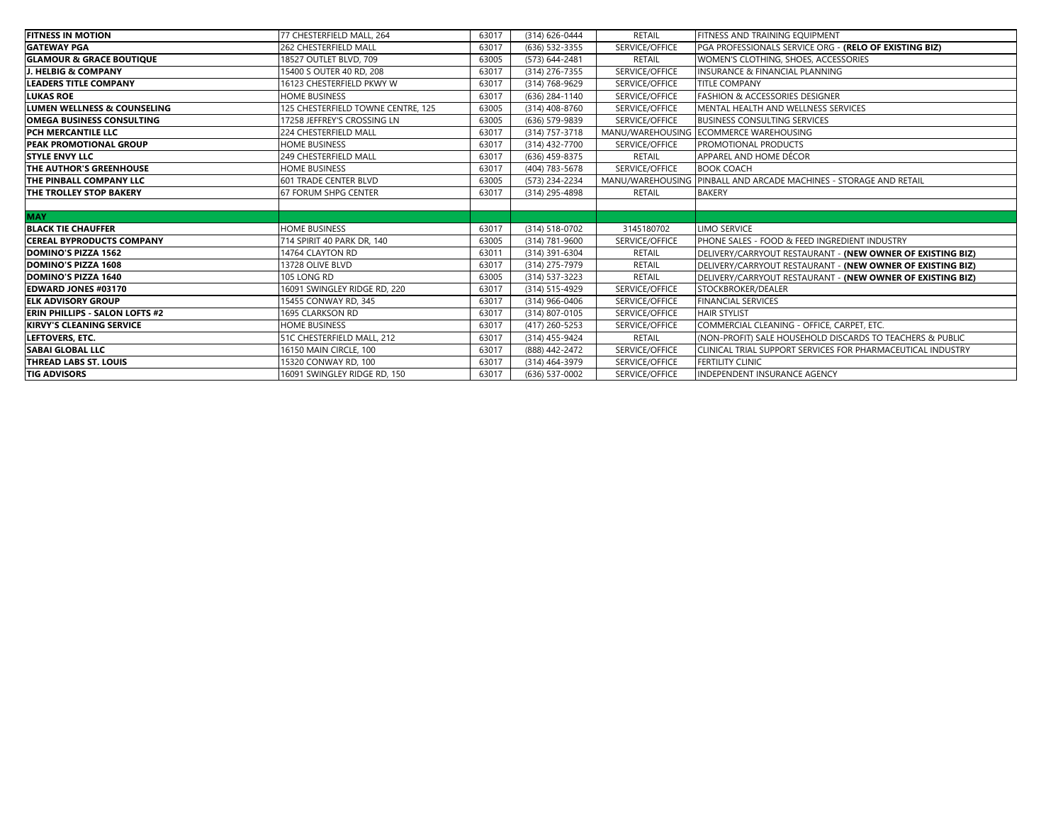| | | | | | |
|---|---|---|---|---|---|
| **FITNESS IN MOTION** | 77 CHESTERFIELD MALL, 264 | 63017 | (314) 626-0444 | RETAIL | FITNESS AND TRAINING EQUIPMENT |
| **GATEWAY PGA** | 262 CHESTERFIELD MALL | 63017 | (636) 532-3355 | SERVICE/OFFICE | PGA PROFESSIONALS SERVICE ORG - **(RELO OF EXISTING BIZ)** |
| **GLAMOUR & GRACE BOUTIQUE** | 18527 OUTLET BLVD, 709 | 63005 | (573) 644-2481 | RETAIL | WOMEN'S CLOTHING, SHOES, ACCESSORIES |
| **J. HELBIG & COMPANY** | 15400 S OUTER 40 RD, 208 | 63017 | (314) 276-7355 | SERVICE/OFFICE | INSURANCE & FINANCIAL PLANNING |
| **LEADERS TITLE COMPANY** | 16123 CHESTERFIELD PKWY W | 63017 | (314) 768-9629 | SERVICE/OFFICE | TITLE COMPANY |
| **LUKAS ROE** | HOME BUSINESS | 63017 | (636) 284-1140 | SERVICE/OFFICE | FASHION & ACCESSORIES DESIGNER |
| **LUMEN WELLNESS & COUNSELING** | 125 CHESTERFIELD TOWNE CENTRE, 125 | 63005 | (314) 408-8760 | SERVICE/OFFICE | MENTAL HEALTH AND WELLNESS SERVICES |
| **OMEGA BUSINESS CONSULTING** | 17258 JEFFREY'S CROSSING LN | 63005 | (636) 579-9839 | SERVICE/OFFICE | BUSINESS CONSULTING SERVICES |
| **PCH MERCANTILE LLC** | 224 CHESTERFIELD MALL | 63017 | (314) 757-3718 | MANU/WAREHOUSING | ECOMMERCE WAREHOUSING |
| **PEAK PROMOTIONAL GROUP** | HOME BUSINESS | 63017 | (314) 432-7700 | SERVICE/OFFICE | PROMOTIONAL PRODUCTS |
| **STYLE ENVY LLC** | 249 CHESTERFIELD MALL | 63017 | (636) 459-8375 | RETAIL | APPAREL AND HOME DÉCOR |
| **THE AUTHOR'S GREENHOUSE** | HOME BUSINESS | 63017 | (404) 783-5678 | SERVICE/OFFICE | BOOK COACH |
| **THE PINBALL COMPANY LLC** | 601 TRADE CENTER BLVD | 63005 | (573) 234-2234 | MANU/WAREHOUSING | PINBALL AND ARCADE MACHINES - STORAGE AND RETAIL |
| **THE TROLLEY STOP BAKERY** | 67 FORUM SHPG CENTER | 63017 | (314) 295-4898 | RETAIL | BAKERY |
| | | | | | |
| **MAY** | | | | | |
| **BLACK TIE CHAUFFER** | HOME BUSINESS | 63017 | (314) 518-0702 | 3145180702 | LIMO SERVICE |
| **CEREAL BYPRODUCTS COMPANY** | 714 SPIRIT 40 PARK DR, 140 | 63005 | (314) 781-9600 | SERVICE/OFFICE | PHONE SALES - FOOD & FEED INGREDIENT INDUSTRY |
| **DOMINO'S PIZZA 1562** | 14764 CLAYTON RD | 63011 | (314) 391-6304 | RETAIL | DELIVERY/CARRYOUT RESTAURANT - **(NEW OWNER OF EXISTING BIZ)** |
| **DOMINO'S PIZZA 1608** | 13728 OLIVE BLVD | 63017 | (314) 275-7979 | RETAIL | DELIVERY/CARRYOUT RESTAURANT - **(NEW OWNER OF EXISTING BIZ)** |
| **DOMINO'S PIZZA 1640** | 105 LONG RD | 63005 | (314) 537-3223 | RETAIL | DELIVERY/CARRYOUT RESTAURANT - **(NEW OWNER OF EXISTING BIZ)** |
| **EDWARD JONES #03170** | 16091 SWINGLEY RIDGE RD, 220 | 63017 | (314) 515-4929 | SERVICE/OFFICE | STOCKBROKER/DEALER |
| **ELK ADVISORY GROUP** | 15455 CONWAY RD, 345 | 63017 | (314) 966-0406 | SERVICE/OFFICE | FINANCIAL SERVICES |
| **ERIN PHILLIPS - SALON LOFTS #2** | 1695 CLARKSON RD | 63017 | (314) 807-0105 | SERVICE/OFFICE | HAIR STYLIST |
| **KIRVY'S CLEANING SERVICE** | HOME BUSINESS | 63017 | (417) 260-5253 | SERVICE/OFFICE | COMMERCIAL CLEANING - OFFICE, CARPET, ETC. |
| **LEFTOVERS, ETC.** | 51C CHESTERFIELD MALL, 212 | 63017 | (314) 455-9424 | RETAIL | (NON-PROFIT) SALE HOUSEHOLD DISCARDS TO TEACHERS & PUBLIC |
| **SABAI GLOBAL LLC** | 16150 MAIN CIRCLE, 100 | 63017 | (888) 442-2472 | SERVICE/OFFICE | CLINICAL TRIAL SUPPORT SERVICES FOR PHARMACEUTICAL INDUSTRY |
| **THREAD LABS ST. LOUIS** | 15320 CONWAY RD, 100 | 63017 | (314) 464-3979 | SERVICE/OFFICE | FERTILITY CLINIC |
| **TIG ADVISORS** | 16091 SWINGLEY RIDGE RD, 150 | 63017 | (636) 537-0002 | SERVICE/OFFICE | INDEPENDENT INSURANCE AGENCY |